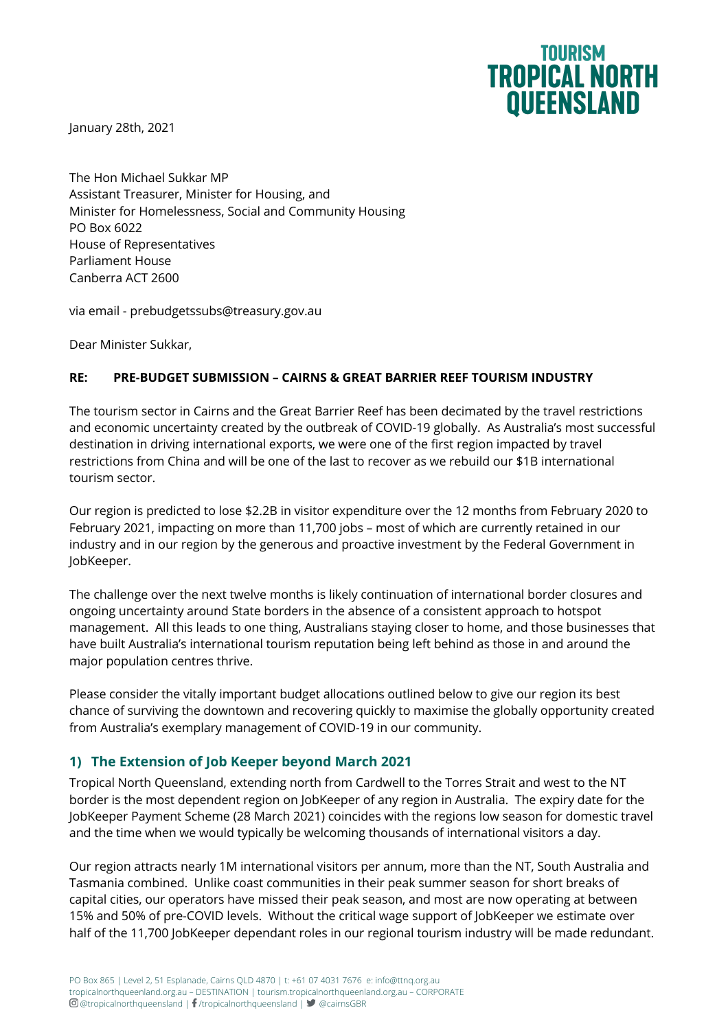TOURISM
TROPICAL NORTH
QUEENSLAND

January 28th, 2021

The Hon Michael Sukkar MP
Assistant Treasurer, Minister for Housing, and
Minister for Homelessness, Social and Community Housing
PO Box 6022
House of Representatives
Parliament House
Canberra ACT 2600

via email - prebudgetssubs@treasury.gov.au

Dear Minister Sukkar,

**RE: PRE-BUDGET SUBMISSION – CAIRNS & GREAT BARRIER REEF TOURISM INDUSTRY**

The tourism sector in Cairns and the Great Barrier Reef has been decimated by the travel restrictions and economic uncertainty created by the outbreak of COVID-19 globally. As Australia's most successful destination in driving international exports, we were one of the first region impacted by travel restrictions from China and will be one of the last to recover as we rebuild our $1B international tourism sector.

Our region is predicted to lose $2.2B in visitor expenditure over the 12 months from February 2020 to February 2021, impacting on more than 11,700 jobs – most of which are currently retained in our industry and in our region by the generous and proactive investment by the Federal Government in JobKeeper.

The challenge over the next twelve months is likely continuation of international border closures and ongoing uncertainty around State borders in the absence of a consistent approach to hotspot management. All this leads to one thing, Australians staying closer to home, and those businesses that have built Australia's international tourism reputation being left behind as those in and around the major population centres thrive.

Please consider the vitally important budget allocations outlined below to give our region its best chance of surviving the downtown and recovering quickly to maximise the globally opportunity created from Australia's exemplary management of COVID-19 in our community.

## 1) The Extension of Job Keeper beyond March 2021

Tropical North Queensland, extending north from Cardwell to the Torres Strait and west to the NT border is the most dependent region on JobKeeper of any region in Australia. The expiry date for the JobKeeper Payment Scheme (28 March 2021) coincides with the regions low season for domestic travel and the time when we would typically be welcoming thousands of international visitors a day.

Our region attracts nearly 1M international visitors per annum, more than the NT, South Australia and Tasmania combined. Unlike coast communities in their peak summer season for short breaks of capital cities, our operators have missed their peak season, and most are now operating at between 15% and 50% of pre-COVID levels. Without the critical wage support of JobKeeper we estimate over half of the 11,700 JobKeeper dependant roles in our regional tourism industry will be made redundant.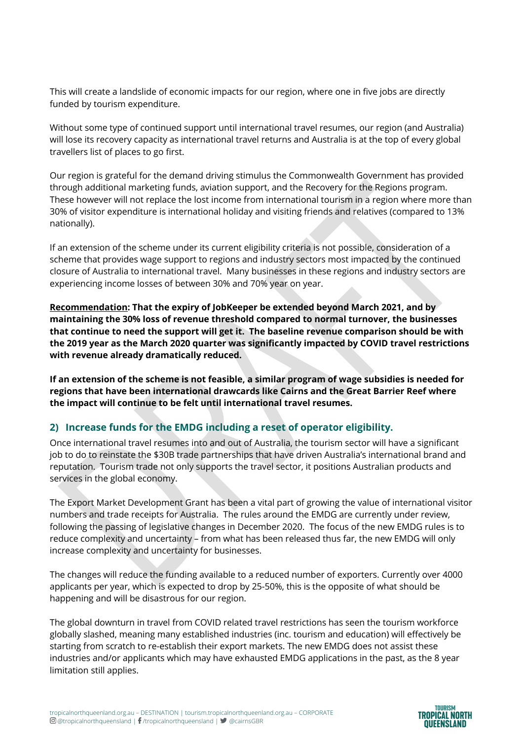This will create a landslide of economic impacts for our region, where one in five jobs are directly funded by tourism expenditure.

Without some type of continued support until international travel resumes, our region (and Australia) will lose its recovery capacity as international travel returns and Australia is at the top of every global travellers list of places to go first.

Our region is grateful for the demand driving stimulus the Commonwealth Government has provided through additional marketing funds, aviation support, and the Recovery for the Regions program. These however will not replace the lost income from international tourism in a region where more than 30% of visitor expenditure is international holiday and visiting friends and relatives (compared to 13% nationally).

If an extension of the scheme under its current eligibility criteria is not possible, consideration of a scheme that provides wage support to regions and industry sectors most impacted by the continued closure of Australia to international travel. Many businesses in these regions and industry sectors are experiencing income losses of between 30% and 70% year on year.

**<u>Recommendation</u>: That the expiry of JobKeeper be extended beyond March 2021, and by maintaining the 30% loss of revenue threshold compared to normal turnover, the businesses that continue to need the support will get it. The baseline revenue comparison should be with the 2019 year as the March 2020 quarter was significantly impacted by COVID travel restrictions with revenue already dramatically reduced.**

**If an extension of the scheme is not feasible, a similar program of wage subsidies is needed for regions that have been international drawcards like Cairns and the Great Barrier Reef where the impact will continue to be felt until international travel resumes.**

## 2) Increase funds for the EMDG including a reset of operator eligibility.

Once international travel resumes into and out of Australia, the tourism sector will have a significant job to do to reinstate the $30B trade partnerships that have driven Australia's international brand and reputation. Tourism trade not only supports the travel sector, it positions Australian products and services in the global economy.

The Export Market Development Grant has been a vital part of growing the value of international visitor numbers and trade receipts for Australia. The rules around the EMDG are currently under review, following the passing of legislative changes in December 2020. The focus of the new EMDG rules is to reduce complexity and uncertainty – from what has been released thus far, the new EMDG will only increase complexity and uncertainty for businesses.

The changes will reduce the funding available to a reduced number of exporters. Currently over 4000 applicants per year, which is expected to drop by 25-50%, this is the opposite of what should be happening and will be disastrous for our region.

The global downturn in travel from COVID related travel restrictions has seen the tourism workforce globally slashed, meaning many established industries (inc. tourism and education) will effectively be starting from scratch to re-establish their export markets. The new EMDG does not assist these industries and/or applicants which may have exhausted EMDG applications in the past, as the 8 year limitation still applies.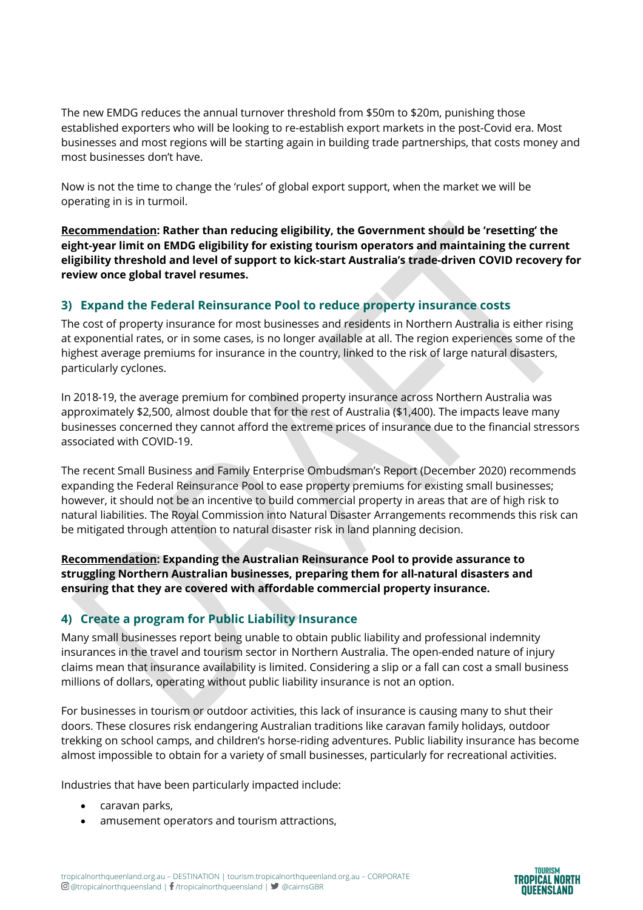The new EMDG reduces the annual turnover threshold from $50m to $20m, punishing those established exporters who will be looking to re-establish export markets in the post-Covid era. Most businesses and most regions will be starting again in building trade partnerships, that costs money and most businesses don't have.

Now is not the time to change the 'rules' of global export support, when the market we will be operating in is in turmoil.

**Recommendation: Rather than reducing eligibility, the Government should be 'resetting' the eight-year limit on EMDG eligibility for existing tourism operators and maintaining the current eligibility threshold and level of support to kick-start Australia's trade-driven COVID recovery for review once global travel resumes.**

## 3) Expand the Federal Reinsurance Pool to reduce property insurance costs

The cost of property insurance for most businesses and residents in Northern Australia is either rising at exponential rates, or in some cases, is no longer available at all. The region experiences some of the highest average premiums for insurance in the country, linked to the risk of large natural disasters, particularly cyclones.

In 2018-19, the average premium for combined property insurance across Northern Australia was approximately $2,500, almost double that for the rest of Australia ($1,400). The impacts leave many businesses concerned they cannot afford the extreme prices of insurance due to the financial stressors associated with COVID-19.

The recent Small Business and Family Enterprise Ombudsman's Report (December 2020) recommends expanding the Federal Reinsurance Pool to ease property premiums for existing small businesses; however, it should not be an incentive to build commercial property in areas that are of high risk to natural liabilities. The Royal Commission into Natural Disaster Arrangements recommends this risk can be mitigated through attention to natural disaster risk in land planning decision.

**Recommendation: Expanding the Australian Reinsurance Pool to provide assurance to struggling Northern Australian businesses, preparing them for all-natural disasters and ensuring that they are covered with affordable commercial property insurance.**

## 4) Create a program for Public Liability Insurance

Many small businesses report being unable to obtain public liability and professional indemnity insurances in the travel and tourism sector in Northern Australia. The open-ended nature of injury claims mean that insurance availability is limited. Considering a slip or a fall can cost a small business millions of dollars, operating without public liability insurance is not an option.

For businesses in tourism or outdoor activities, this lack of insurance is causing many to shut their doors. These closures risk endangering Australian traditions like caravan family holidays, outdoor trekking on school camps, and children's horse-riding adventures. Public liability insurance has become almost impossible to obtain for a variety of small businesses, particularly for recreational activities.

Industries that have been particularly impacted include:

- caravan parks,
- amusement operators and tourism attractions,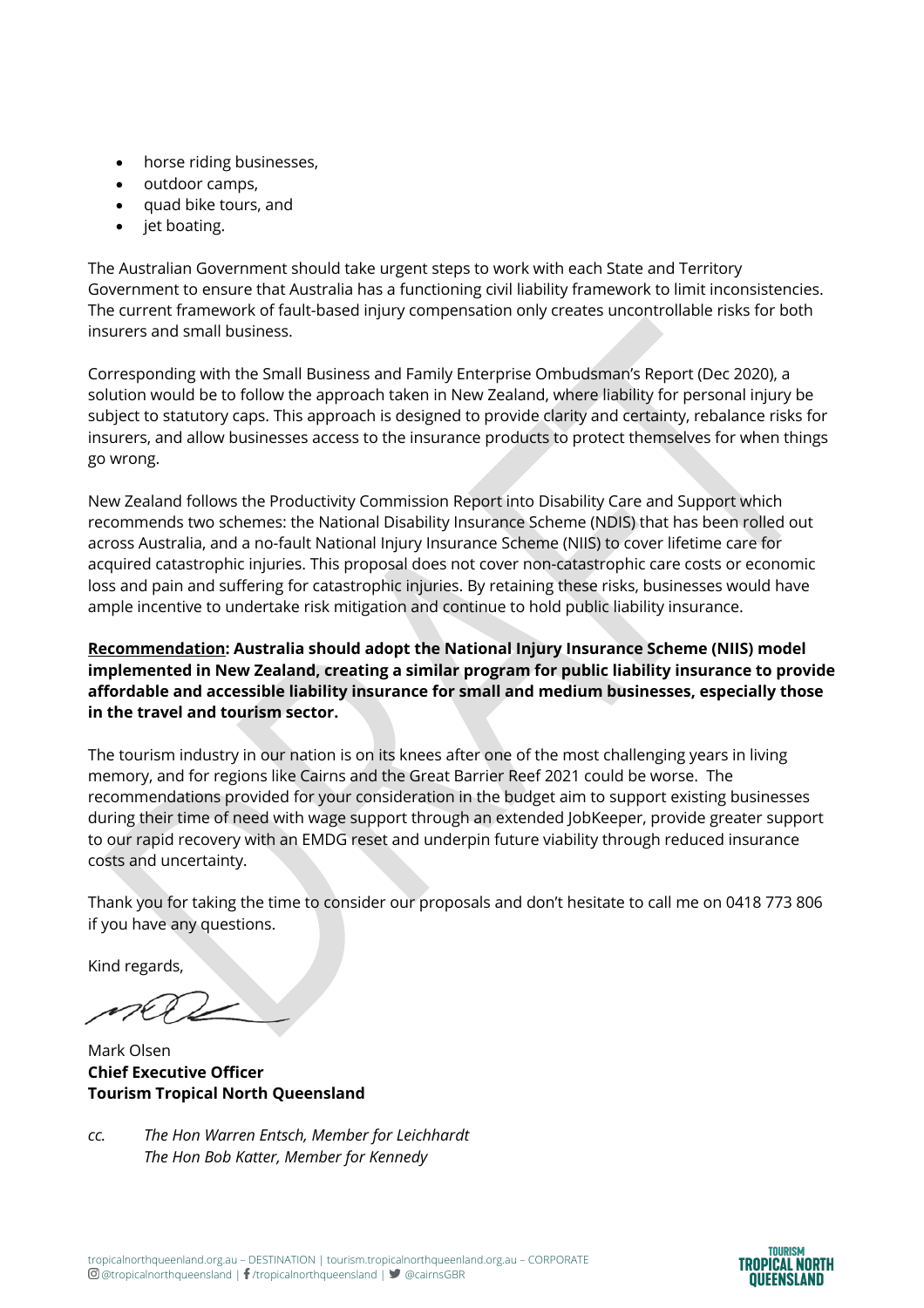- horse riding businesses,
- outdoor camps,
- quad bike tours, and
- jet boating.

The Australian Government should take urgent steps to work with each State and Territory Government to ensure that Australia has a functioning civil liability framework to limit inconsistencies. The current framework of fault-based injury compensation only creates uncontrollable risks for both insurers and small business.

Corresponding with the Small Business and Family Enterprise Ombudsman's Report (Dec 2020), a solution would be to follow the approach taken in New Zealand, where liability for personal injury be subject to statutory caps. This approach is designed to provide clarity and certainty, rebalance risks for insurers, and allow businesses access to the insurance products to protect themselves for when things go wrong.

New Zealand follows the Productivity Commission Report into Disability Care and Support which recommends two schemes: the National Disability Insurance Scheme (NDIS) that has been rolled out across Australia, and a no-fault National Injury Insurance Scheme (NIIS) to cover lifetime care for acquired catastrophic injuries. This proposal does not cover non-catastrophic care costs or economic loss and pain and suffering for catastrophic injuries. By retaining these risks, businesses would have ample incentive to undertake risk mitigation and continue to hold public liability insurance.

**Recommendation: Australia should adopt the National Injury Insurance Scheme (NIIS) model implemented in New Zealand, creating a similar program for public liability insurance to provide affordable and accessible liability insurance for small and medium businesses, especially those in the travel and tourism sector.**

The tourism industry in our nation is on its knees after one of the most challenging years in living memory, and for regions like Cairns and the Great Barrier Reef 2021 could be worse. The recommendations provided for your consideration in the budget aim to support existing businesses during their time of need with wage support through an extended JobKeeper, provide greater support to our rapid recovery with an EMDG reset and underpin future viability through reduced insurance costs and uncertainty.

Thank you for taking the time to consider our proposals and don't hesitate to call me on 0418 773 806 if you have any questions.

Kind regards,

Mark Olsen
**Chief Executive Officer**
**Tourism Tropical North Queensland**

*cc. The Hon Warren Entsch, Member for Leichhardt*
*The Hon Bob Katter, Member for Kennedy*